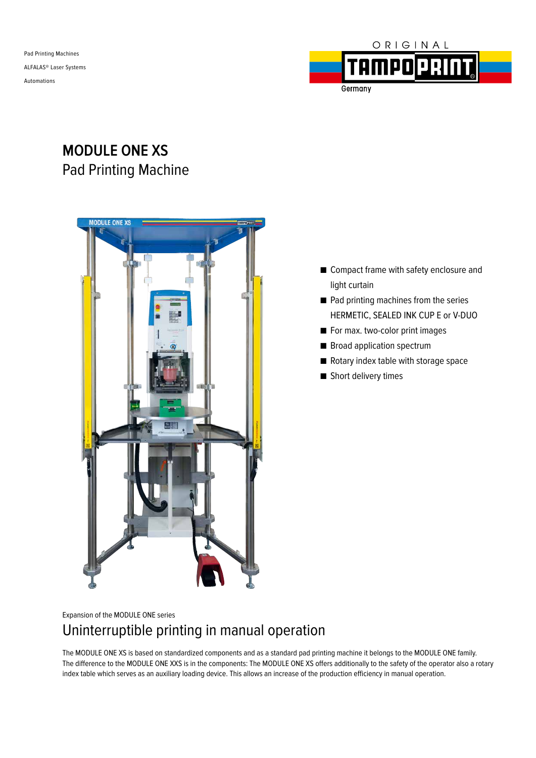Pad Printing Machines

ALFALAS® Laser Systems

Automations

ORIGINAL TAMPOPRINT Germany

# MODULE ONE XS

## Pad Printing Machine

- Compact frame with safety enclosure and light curtain
- Pad printing machines from the series HERMETIC, SEALED INK CUP E or V-DUO
- For max. two-color print images
- Broad application spectrum
- Rotary index table with storage space
- Short delivery times

Expansion of the MODULE ONE series

## Uninterruptible printing in manual operation

The MODULE ONE XS is based on standardized components and as a standard pad printing machine it belongs to the MODULE ONE family. The difference to the MODULE ONE XXS is in the components: The MODULE ONE XS offers additionally to the safety of the operator also a rotary index table which serves as an auxiliary loading device. This allows an increase of the production efficiency in manual operation.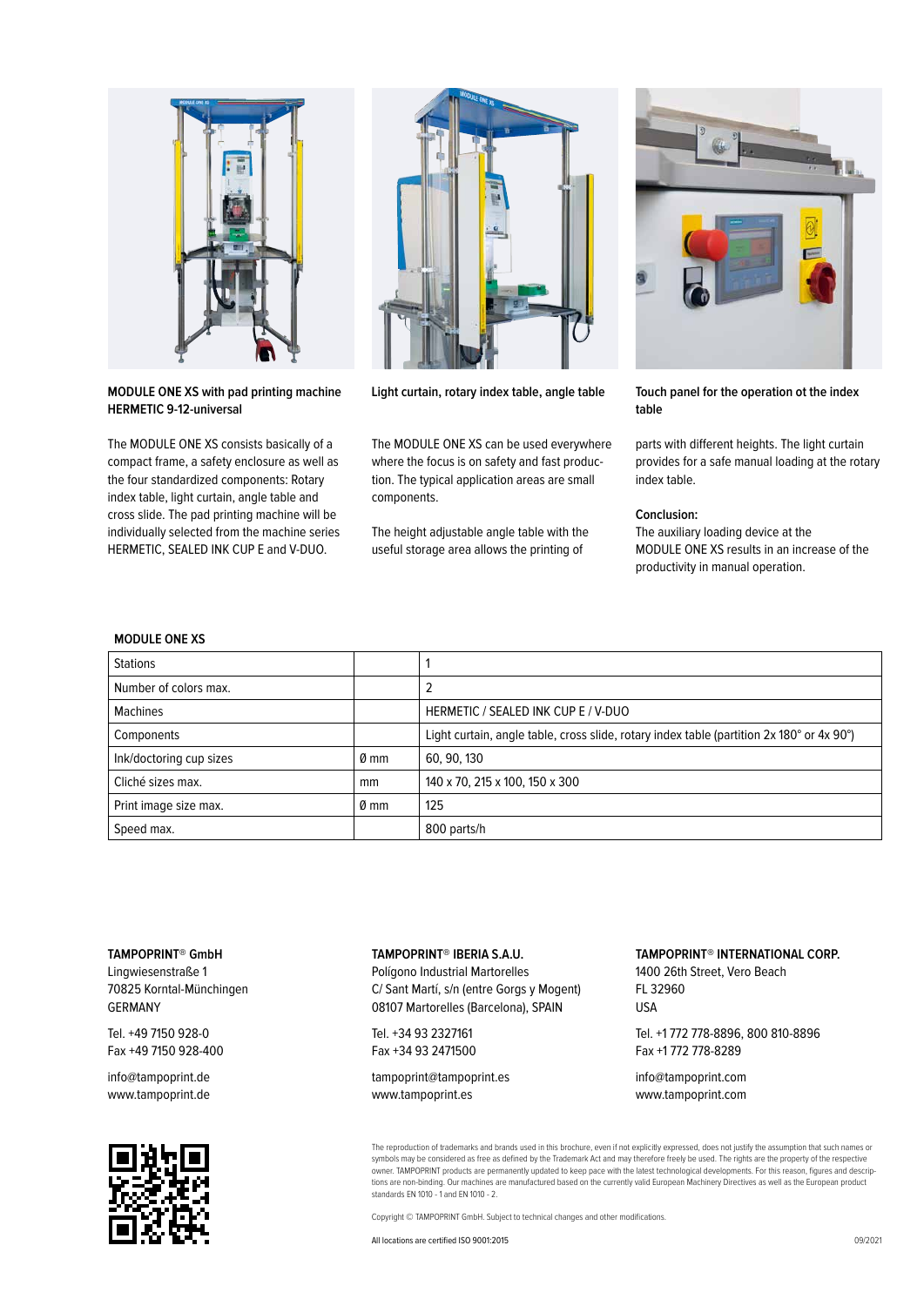**MODULE ONE XS with pad printing machine HERMETIC 9-12-universal**

**Light curtain, rotary index table, angle table**

**Touch panel for the operation ot the index table**

The MODULE ONE XS consists basically of a compact frame, a safety enclosure as well as the four standardized components: Rotary index table, light curtain, angle table and cross slide. The pad printing machine will be individually selected from the machine series HERMETIC, SEALED INK CUP E and V-DUO.

The MODULE ONE XS can be used everywhere where the focus is on safety and fast production. The typical application areas are small components.

The height adjustable angle table with the useful storage area allows the printing of parts with different heights. The light curtain provides for a safe manual loading at the rotary index table.

**Conclusion:**
The auxiliary loading device at the MODULE ONE XS results in an increase of the productivity in manual operation.

**MODULE ONE XS**

| | | |
|---|---|---|
| Stations | | 1 |
| Number of colors max. | | 2 |
| Machines | | HERMETIC / SEALED INK CUP E / V-DUO |
| Components | | Light curtain, angle table, cross slide, rotary index table (partition 2x 180° or 4x 90°) |
| Ink/doctoring cup sizes | Ø mm | 60, 90, 130 |
| Cliché sizes max. | mm | 140 x 70, 215 x 100, 150 x 300 |
| Print image size max. | Ø mm | 125 |
| Speed max. | | 800 parts/h |

**TAMPOPRINT® GmbH**
Lingwiesenstraße 1
70825 Korntal-Münchingen
GERMANY

Tel. +49 7150 928-0
Fax +49 7150 928-400

info@tampoprint.de
www.tampoprint.de

**TAMPOPRINT® IBERIA S.A.U.**
Polígono Industrial Martorelles
C/ Sant Martí, s/n (entre Gorgs y Mogent)
08107 Martorelles (Barcelona), SPAIN

Tel. +34 93 2327161
Fax +34 93 2471500

tampoprint@tampoprint.es
www.tampoprint.es

**TAMPOPRINT® INTERNATIONAL CORP.**
1400 26th Street, Vero Beach
FL 32960
USA

Tel. +1 772 778-8896, 800 810-8896
Fax +1 772 778-8289

info@tampoprint.com
www.tampoprint.com

The reproduction of trademarks and brands used in this brochure, even if not explicitly expressed, does not justify the assumption that such names or symbols may be considered as free as defined by the Trademark Act and may therefore freely be used. The rights are the property of the respective owner. TAMPOPRINT products are permanently updated to keep pace with the latest technological developments. For this reason, figures and descriptions are non-binding. Our machines are manufactured based on the currently valid European Machinery Directives as well as the European product standards EN 1010 - 1 and EN 1010 - 2.

Copyright © TAMPOPRINT GmbH. Subject to technical changes and other modifications.

All locations are certified ISO 9001:2015

09/2021